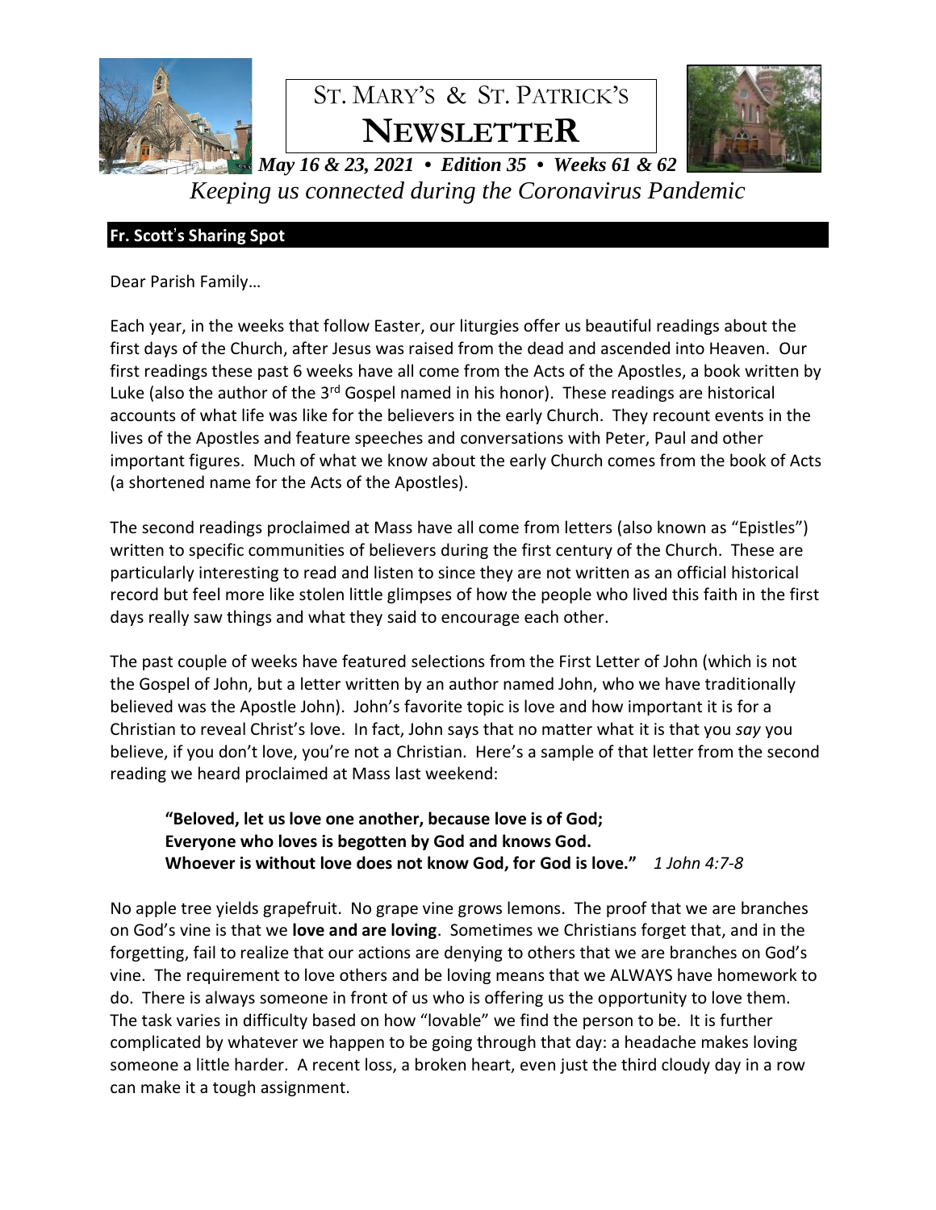# ST. MARY'S & ST. PATRICK'S NEWSLETTER

***May 16 & 23, 2021 • Edition 35 • Weeks 61 & 62***

*Keeping us connected during the Coronavirus Pandemic*

## Fr. Scott's Sharing Spot

Dear Parish Family…

Each year, in the weeks that follow Easter, our liturgies offer us beautiful readings about the first days of the Church, after Jesus was raised from the dead and ascended into Heaven. Our first readings these past 6 weeks have all come from the Acts of the Apostles, a book written by Luke (also the author of the 3rd Gospel named in his honor). These readings are historical accounts of what life was like for the believers in the early Church. They recount events in the lives of the Apostles and feature speeches and conversations with Peter, Paul and other important figures. Much of what we know about the early Church comes from the book of Acts (a shortened name for the Acts of the Apostles).

The second readings proclaimed at Mass have all come from letters (also known as "Epistles") written to specific communities of believers during the first century of the Church. These are particularly interesting to read and listen to since they are not written as an official historical record but feel more like stolen little glimpses of how the people who lived this faith in the first days really saw things and what they said to encourage each other.

The past couple of weeks have featured selections from the First Letter of John (which is not the Gospel of John, but a letter written by an author named John, who we have traditionally believed was the Apostle John). John's favorite topic is love and how important it is for a Christian to reveal Christ's love. In fact, John says that no matter what it is that you *say* you believe, if you don't love, you're not a Christian. Here's a sample of that letter from the second reading we heard proclaimed at Mass last weekend:

> **"Beloved, let us love one another, because love is of God;**
> **Everyone who loves is begotten by God and knows God.**
> **Whoever is without love does not know God, for God is love."** *1 John 4:7-8*

No apple tree yields grapefruit. No grape vine grows lemons. The proof that we are branches on God's vine is that we **love and are loving**. Sometimes we Christians forget that, and in the forgetting, fail to realize that our actions are denying to others that we are branches on God's vine. The requirement to love others and be loving means that we ALWAYS have homework to do. There is always someone in front of us who is offering us the opportunity to love them. The task varies in difficulty based on how "lovable" we find the person to be. It is further complicated by whatever we happen to be going through that day: a headache makes loving someone a little harder. A recent loss, a broken heart, even just the third cloudy day in a row can make it a tough assignment.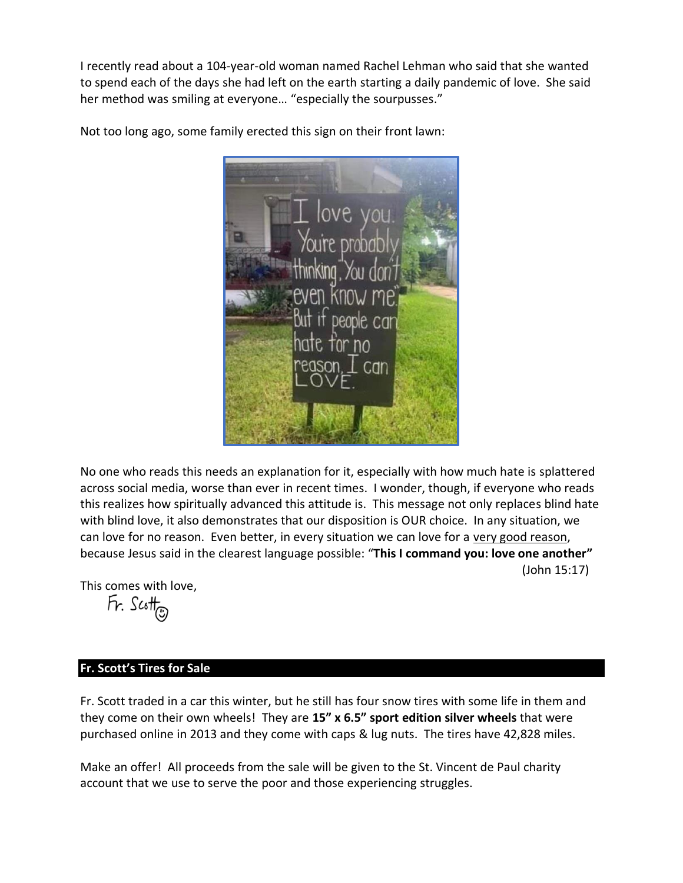I recently read about a 104-year-old woman named Rachel Lehman who said that she wanted to spend each of the days she had left on the earth starting a daily pandemic of love. She said her method was smiling at everyone… "especially the sourpusses."

Not too long ago, some family erected this sign on their front lawn:

No one who reads this needs an explanation for it, especially with how much hate is splattered across social media, worse than ever in recent times. I wonder, though, if everyone who reads this realizes how spiritually advanced this attitude is. This message not only replaces blind hate with blind love, it also demonstrates that our disposition is OUR choice. In any situation, we can love for no reason. Even better, in every situation we can love for a very good reason, because Jesus said in the clearest language possible: "**This I command you: love one another"** (John 15:17)

This comes with love,

Fr. Scott

## Fr. Scott's Tires for Sale

Fr. Scott traded in a car this winter, but he still has four snow tires with some life in them and they come on their own wheels! They are **15" x 6.5" sport edition silver wheels** that were purchased online in 2013 and they come with caps & lug nuts. The tires have 42,828 miles.

Make an offer! All proceeds from the sale will be given to the St. Vincent de Paul charity account that we use to serve the poor and those experiencing struggles.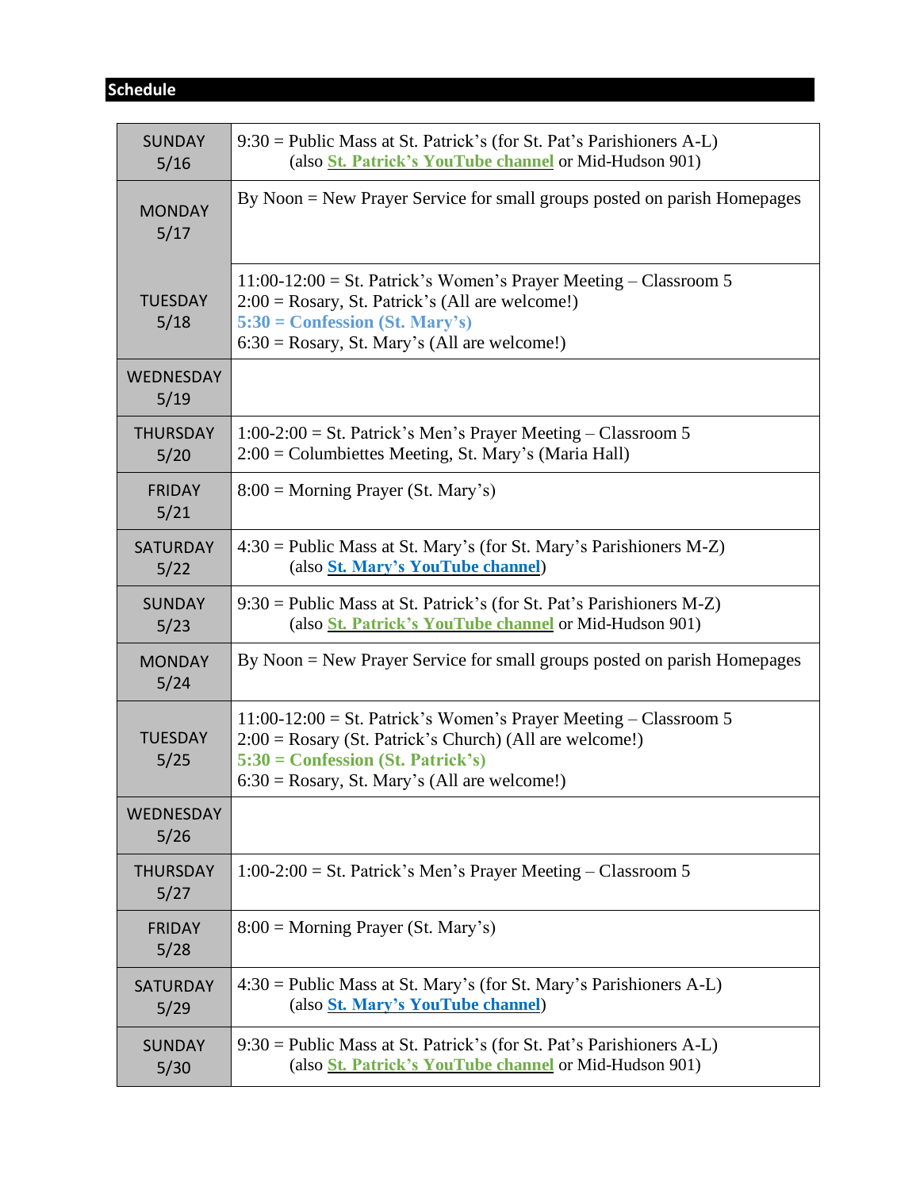## Schedule

| Day | Events |
|---|---|
| SUNDAY 5/16 | 9:30 = Public Mass at St. Patrick's (for St. Pat's Parishioners A-L)<br>(also St. Patrick's YouTube channel or Mid-Hudson 901) |
| MONDAY 5/17 | By Noon = New Prayer Service for small groups posted on parish Homepages |
| TUESDAY 5/18 | 11:00-12:00 = St. Patrick's Women's Prayer Meeting – Classroom 5<br>2:00 = Rosary, St. Patrick's (All are welcome!)<br>**5:30 = Confession (St. Mary's)**<br>6:30 = Rosary, St. Mary's (All are welcome!) |
| WEDNESDAY 5/19 | |
| THURSDAY 5/20 | 1:00-2:00 = St. Patrick's Men's Prayer Meeting – Classroom 5<br>2:00 = Columbiettes Meeting, St. Mary's (Maria Hall) |
| FRIDAY 5/21 | 8:00 = Morning Prayer (St. Mary's) |
| SATURDAY 5/22 | 4:30 = Public Mass at St. Mary's (for St. Mary's Parishioners M-Z)<br>(also St. Mary's YouTube channel) |
| SUNDAY 5/23 | 9:30 = Public Mass at St. Patrick's (for St. Pat's Parishioners M-Z)<br>(also St. Patrick's YouTube channel or Mid-Hudson 901) |
| MONDAY 5/24 | By Noon = New Prayer Service for small groups posted on parish Homepages |
| TUESDAY 5/25 | 11:00-12:00 = St. Patrick's Women's Prayer Meeting – Classroom 5<br>2:00 = Rosary (St. Patrick's Church) (All are welcome!)<br>**5:30 = Confession (St. Patrick's)**<br>6:30 = Rosary, St. Mary's (All are welcome!) |
| WEDNESDAY 5/26 | |
| THURSDAY 5/27 | 1:00-2:00 = St. Patrick's Men's Prayer Meeting – Classroom 5 |
| FRIDAY 5/28 | 8:00 = Morning Prayer (St. Mary's) |
| SATURDAY 5/29 | 4:30 = Public Mass at St. Mary's (for St. Mary's Parishioners A-L)<br>(also St. Mary's YouTube channel) |
| SUNDAY 5/30 | 9:30 = Public Mass at St. Patrick's (for St. Pat's Parishioners A-L)<br>(also St. Patrick's YouTube channel or Mid-Hudson 901) |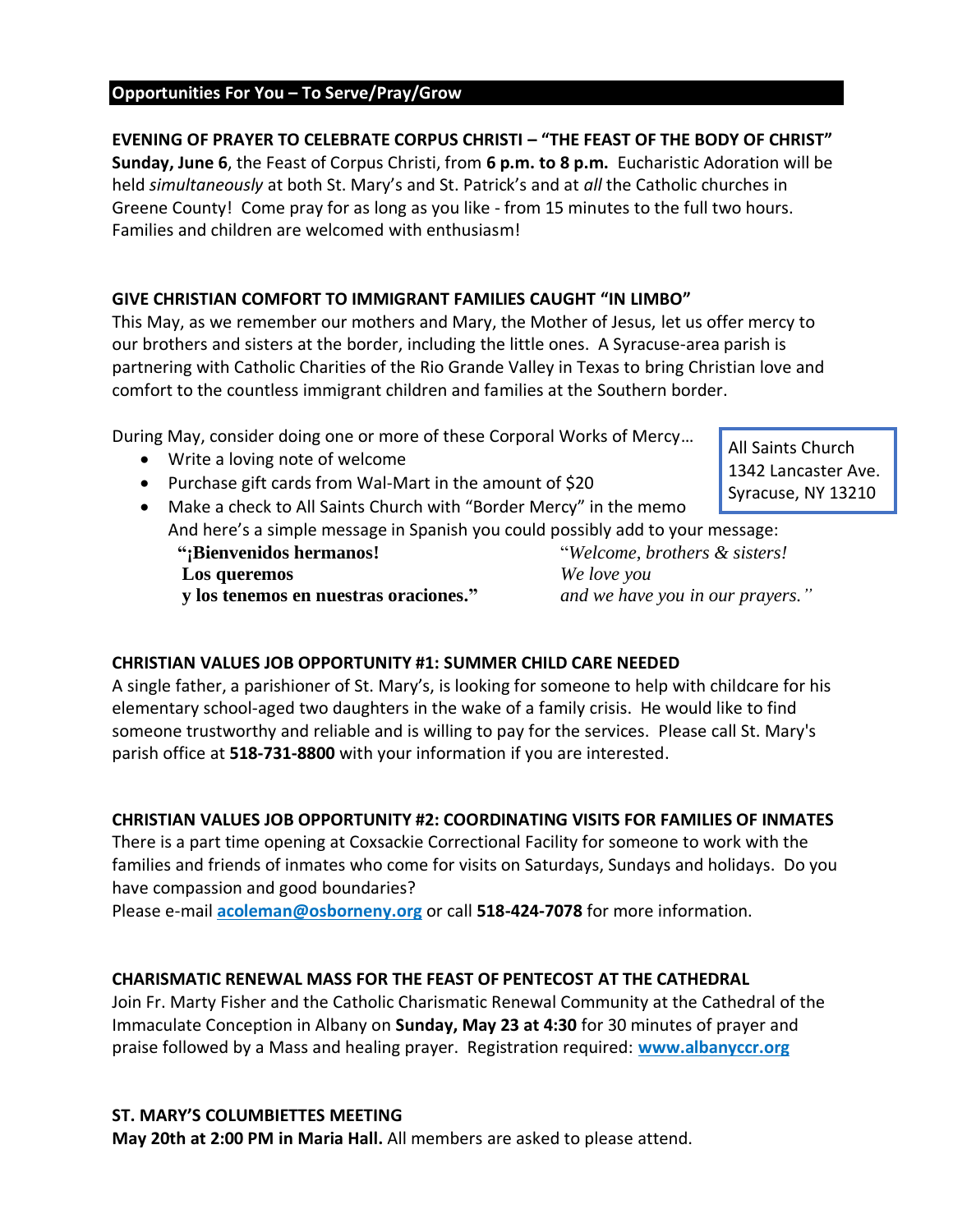## Opportunities For You – To Serve/Pray/Grow

**EVENING OF PRAYER TO CELEBRATE CORPUS CHRISTI – "THE FEAST OF THE BODY OF CHRIST"**
**Sunday, June 6**, the Feast of Corpus Christi, from **6 p.m. to 8 p.m.** Eucharistic Adoration will be held *simultaneously* at both St. Mary's and St. Patrick's and at *all* the Catholic churches in Greene County! Come pray for as long as you like - from 15 minutes to the full two hours. Families and children are welcomed with enthusiasm!

**GIVE CHRISTIAN COMFORT TO IMMIGRANT FAMILIES CAUGHT "IN LIMBO"**
This May, as we remember our mothers and Mary, the Mother of Jesus, let us offer mercy to our brothers and sisters at the border, including the little ones. A Syracuse-area parish is partnering with Catholic Charities of the Rio Grande Valley in Texas to bring Christian love and comfort to the countless immigrant children and families at the Southern border.

During May, consider doing one or more of these Corporal Works of Mercy…

- Write a loving note of welcome
- Purchase gift cards from Wal-Mart in the amount of $20
- Make a check to All Saints Church with "Border Mercy" in the memo
  And here's a simple message in Spanish you could possibly add to your message:

All Saints Church
1342 Lancaster Ave.
Syracuse, NY 13210

| | |
|---|---|
| **"¡Bienvenidos hermanos!** | "*Welcome, brothers & sisters!* |
| **Los queremos** | *We love you* |
| **y los tenemos en nuestras oraciones."** | *and we have you in our prayers."* |

**CHRISTIAN VALUES JOB OPPORTUNITY #1: SUMMER CHILD CARE NEEDED**
A single father, a parishioner of St. Mary's, is looking for someone to help with childcare for his elementary school-aged two daughters in the wake of a family crisis. He would like to find someone trustworthy and reliable and is willing to pay for the services. Please call St. Mary's parish office at **518-731-8800** with your information if you are interested.

**CHRISTIAN VALUES JOB OPPORTUNITY #2: COORDINATING VISITS FOR FAMILIES OF INMATES**
There is a part time opening at Coxsackie Correctional Facility for someone to work with the families and friends of inmates who come for visits on Saturdays, Sundays and holidays. Do you have compassion and good boundaries?
Please e-mail **acoleman@osborneny.org** or call **518-424-7078** for more information.

**CHARISMATIC RENEWAL MASS FOR THE FEAST OF PENTECOST AT THE CATHEDRAL**
Join Fr. Marty Fisher and the Catholic Charismatic Renewal Community at the Cathedral of the Immaculate Conception in Albany on **Sunday, May 23 at 4:30** for 30 minutes of prayer and praise followed by a Mass and healing prayer. Registration required: **www.albanyccr.org**

**ST. MARY'S COLUMBIETTES MEETING**
**May 20th at 2:00 PM in Maria Hall.** All members are asked to please attend.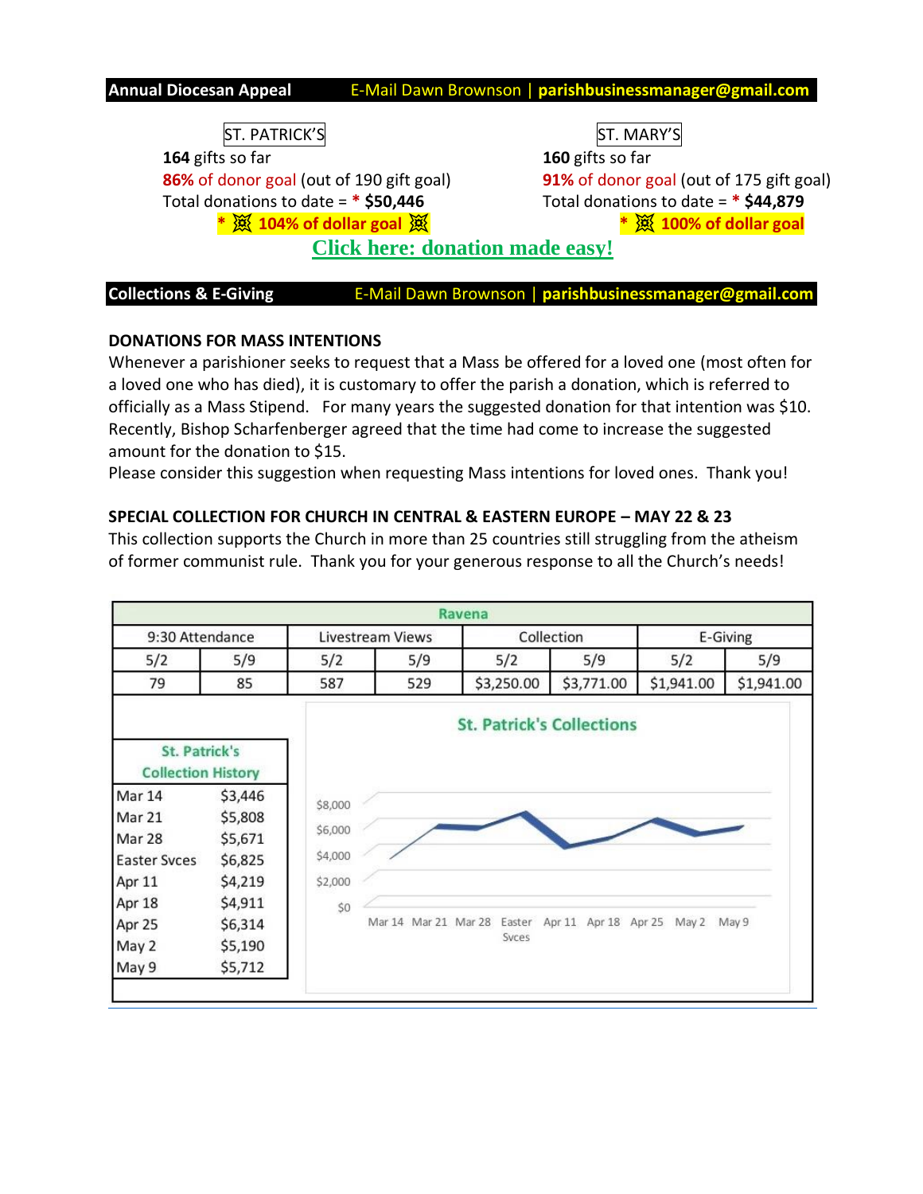## Annual Diocesan Appeal — E-Mail Dawn Brownson | **parishbusinessmanager@gmail.com**

**ST. PATRICK'S**

**164** gifts so far
**86%** of donor goal (out of 190 gift goal)
Total donations to date = * **$50,446**
**\* 104% of dollar goal**

**ST. MARY'S**

**160** gifts so far
**91%** of donor goal (out of 175 gift goal)
Total donations to date = * **$44,879**
**\* 100% of dollar goal**

**Click here: donation made easy!**

## Collections & E-Giving — E-Mail Dawn Brownson | **parishbusinessmanager@gmail.com**

**DONATIONS FOR MASS INTENTIONS**

Whenever a parishioner seeks to request that a Mass be offered for a loved one (most often for a loved one who has died), it is customary to offer the parish a donation, which is referred to officially as a Mass Stipend. For many years the suggested donation for that intention was $10. Recently, Bishop Scharfenberger agreed that the time had come to increase the suggested amount for the donation to $15.
Please consider this suggestion when requesting Mass intentions for loved ones. Thank you!

**SPECIAL COLLECTION FOR CHURCH IN CENTRAL & EASTERN EUROPE – MAY 22 & 23**

This collection supports the Church in more than 25 countries still struggling from the atheism of former communist rule. Thank you for your generous response to all the Church's needs!

| Ravena | | | | | | | |
|---|---|---|---|---|---|---|---|
| 9:30 Attendance | | Livestream Views | | Collection | | E-Giving | |
| 5/2 | 5/9 | 5/2 | 5/9 | 5/2 | 5/9 | 5/2 | 5/9 |
| 79 | 85 | 587 | 529 | $3,250.00 | $3,771.00 | $1,941.00 | $1,941.00 |

| St. Patrick's Collection History | |
|---|---|
| Mar 14 | $3,446 |
| Mar 21 | $5,808 |
| Mar 28 | $5,671 |
| Easter Svces | $6,825 |
| Apr 11 | $4,219 |
| Apr 18 | $4,911 |
| Apr 25 | $6,314 |
| May 2 | $5,190 |
| May 9 | $5,712 |

**St. Patrick's Collections**

(Line chart: $0–$8,000; Mar 14, Mar 21, Mar 28, Easter Svces, Apr 11, Apr 18, Apr 25, May 2, May 9)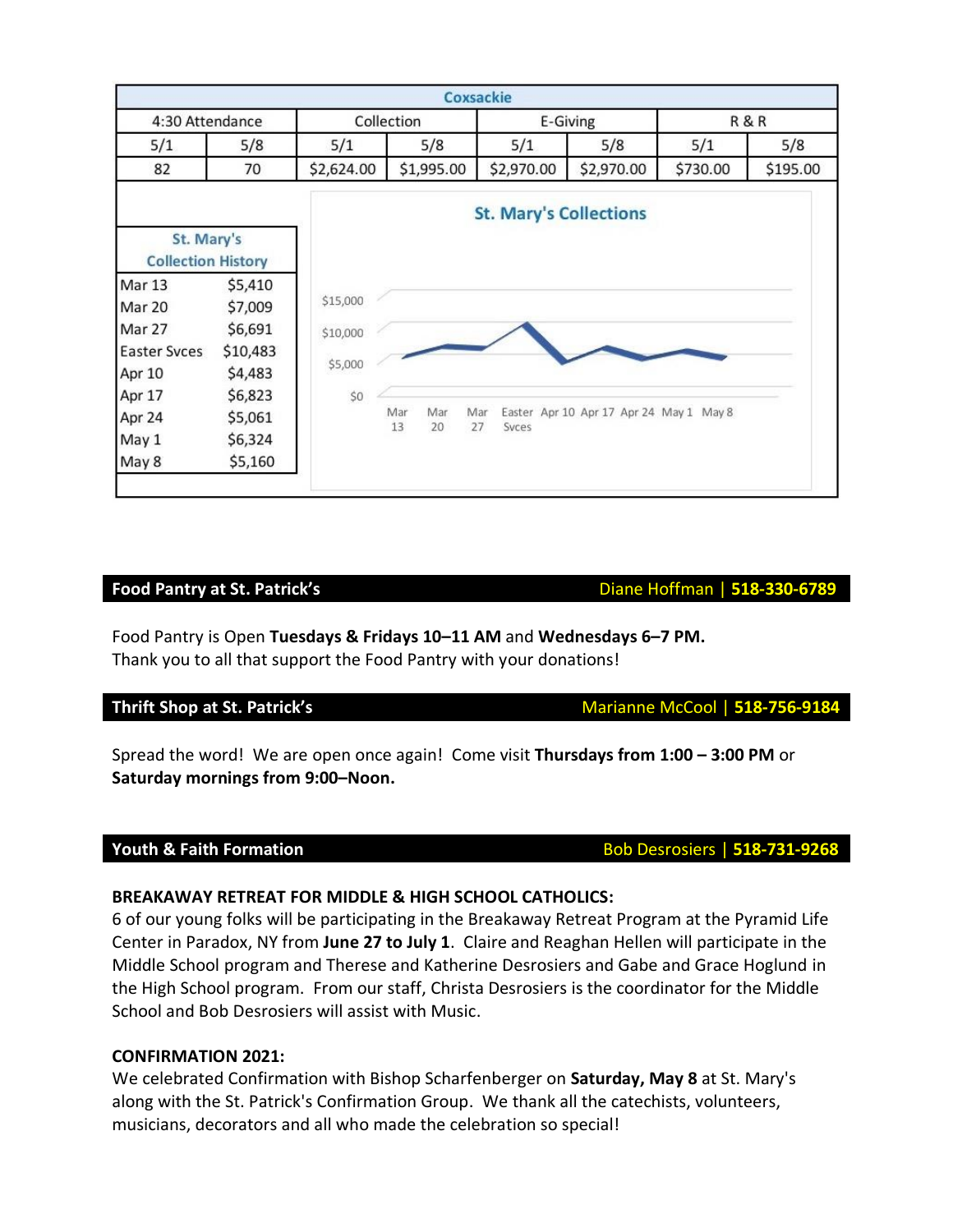| Coxsackie | | | | | | | |
|---|---|---|---|---|---|---|---|
| 4:30 Attendance | | Collection | | E-Giving | | R & R | |
| 5/1 | 5/8 | 5/1 | 5/8 | 5/1 | 5/8 | 5/1 | 5/8 |
| 82 | 70 | $2,624.00 | $1,995.00 | $2,970.00 | $2,970.00 | $730.00 | $195.00 |

| St. Mary's Collection History | |
|---|---|
| Mar 13 | $5,410 |
| Mar 20 | $7,009 |
| Mar 27 | $6,691 |
| Easter Svces | $10,483 |
| Apr 10 | $4,483 |
| Apr 17 | $6,823 |
| Apr 24 | $5,061 |
| May 1 | $6,324 |
| May 8 | $5,160 |

**St. Mary's Collections**

## Food Pantry at St. Patrick's

Diane Hoffman | **518-330-6789**

Food Pantry is Open **Tuesdays & Fridays 10–11 AM** and **Wednesdays 6–7 PM.**
Thank you to all that support the Food Pantry with your donations!

## Thrift Shop at St. Patrick's

Marianne McCool | **518-756-9184**

Spread the word! We are open once again! Come visit **Thursdays from 1:00 – 3:00 PM** or **Saturday mornings from 9:00–Noon.**

## Youth & Faith Formation

Bob Desrosiers | **518-731-9268**

**BREAKAWAY RETREAT FOR MIDDLE & HIGH SCHOOL CATHOLICS:**
6 of our young folks will be participating in the Breakaway Retreat Program at the Pyramid Life Center in Paradox, NY from **June 27 to July 1**. Claire and Reaghan Hellen will participate in the Middle School program and Therese and Katherine Desrosiers and Gabe and Grace Hoglund in the High School program. From our staff, Christa Desrosiers is the coordinator for the Middle School and Bob Desrosiers will assist with Music.

**CONFIRMATION 2021:**
We celebrated Confirmation with Bishop Scharfenberger on **Saturday, May 8** at St. Mary's along with the St. Patrick's Confirmation Group. We thank all the catechists, volunteers, musicians, decorators and all who made the celebration so special!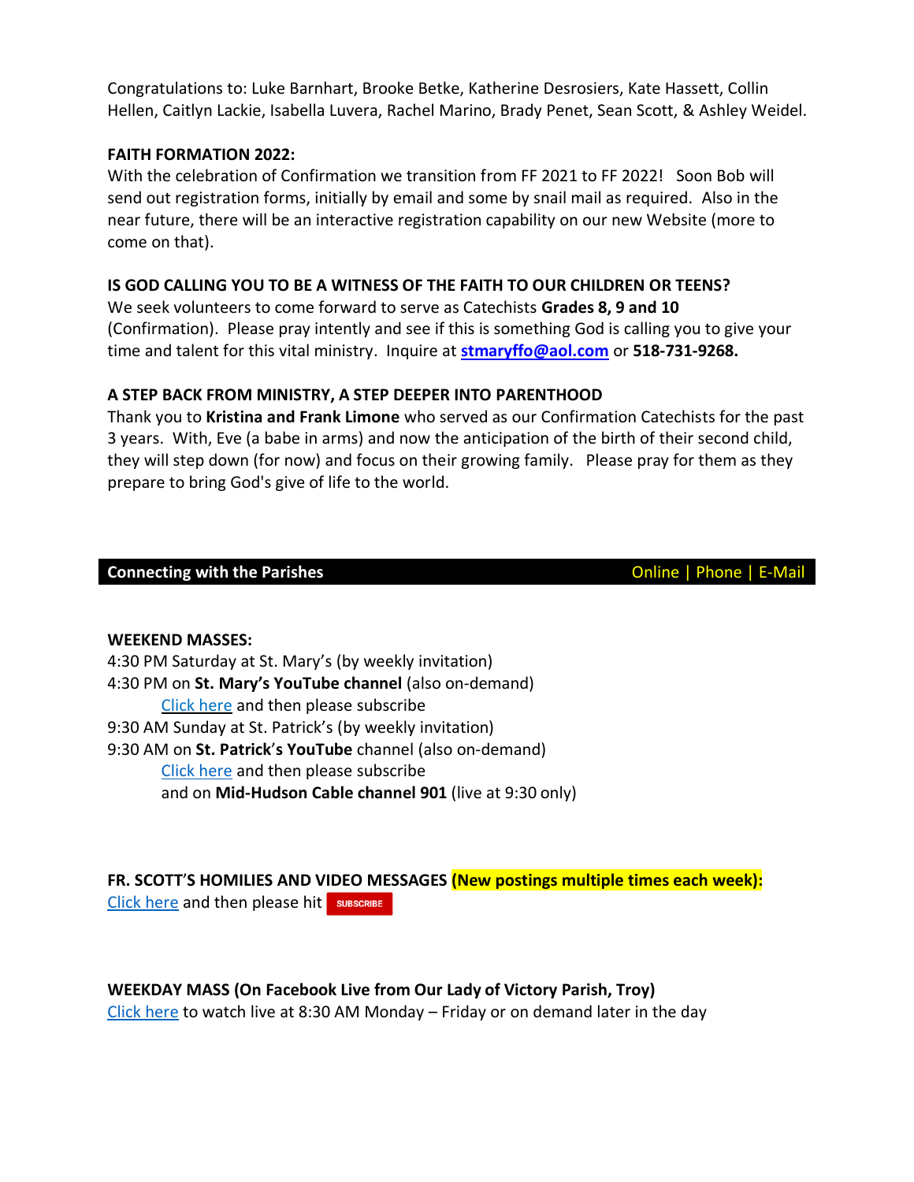Congratulations to: Luke Barnhart, Brooke Betke, Katherine Desrosiers, Kate Hassett, Collin Hellen, Caitlyn Lackie, Isabella Luvera, Rachel Marino, Brady Penet, Sean Scott, & Ashley Weidel.

**FAITH FORMATION 2022:**
With the celebration of Confirmation we transition from FF 2021 to FF 2022! Soon Bob will send out registration forms, initially by email and some by snail mail as required. Also in the near future, there will be an interactive registration capability on our new Website (more to come on that).

**IS GOD CALLING YOU TO BE A WITNESS OF THE FAITH TO OUR CHILDREN OR TEENS?**
We seek volunteers to come forward to serve as Catechists **Grades 8, 9 and 10** (Confirmation). Please pray intently and see if this is something God is calling you to give your time and talent for this vital ministry. Inquire at **stmaryffo@aol.com** or **518-731-9268.**

**A STEP BACK FROM MINISTRY, A STEP DEEPER INTO PARENTHOOD**
Thank you to **Kristina and Frank Limone** who served as our Confirmation Catechists for the past 3 years. With, Eve (a babe in arms) and now the anticipation of the birth of their second child, they will step down (for now) and focus on their growing family. Please pray for them as they prepare to bring God's give of life to the world.

## Connecting with the Parishes — Online | Phone | E-Mail

**WEEKEND MASSES:**
4:30 PM Saturday at St. Mary's (by weekly invitation)
4:30 PM on **St. Mary's YouTube channel** (also on-demand)
    Click here and then please subscribe
9:30 AM Sunday at St. Patrick's (by weekly invitation)
9:30 AM on **St. Patrick's YouTube** channel (also on-demand)
    Click here and then please subscribe
    and on **Mid-Hudson Cable channel 901** (live at 9:30 only)

**FR. SCOTT'S HOMILIES AND VIDEO MESSAGES (New postings multiple times each week):**
Click here and then please hit SUBSCRIBE

**WEEKDAY MASS (On Facebook Live from Our Lady of Victory Parish, Troy)**
Click here to watch live at 8:30 AM Monday – Friday or on demand later in the day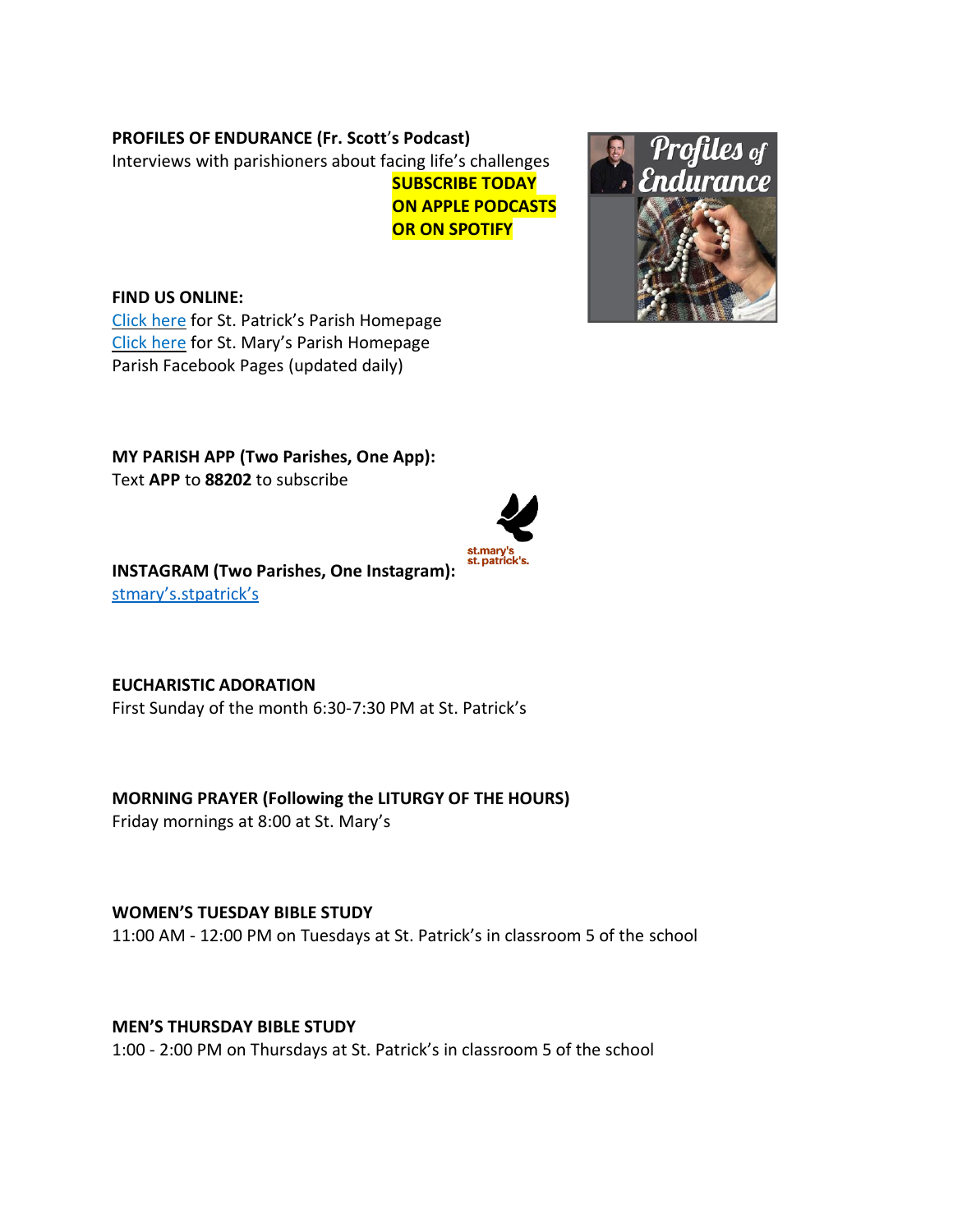**PROFILES OF ENDURANCE (Fr. Scott's Podcast)**
Interviews with parishioners about facing life's challenges

**SUBSCRIBE TODAY**
**ON APPLE PODCASTS**
**OR ON SPOTIFY**

**FIND US ONLINE:**
Click here for St. Patrick's Parish Homepage
Click here for St. Mary's Parish Homepage
Parish Facebook Pages (updated daily)

**MY PARISH APP (Two Parishes, One App):**
Text **APP** to **88202** to subscribe

**INSTAGRAM (Two Parishes, One Instagram):**
stmary's.stpatrick's

**EUCHARISTIC ADORATION**
First Sunday of the month 6:30-7:30 PM at St. Patrick's

**MORNING PRAYER (Following the LITURGY OF THE HOURS)**
Friday mornings at 8:00 at St. Mary's

**WOMEN'S TUESDAY BIBLE STUDY**
11:00 AM - 12:00 PM on Tuesdays at St. Patrick's in classroom 5 of the school

**MEN'S THURSDAY BIBLE STUDY**
1:00 - 2:00 PM on Thursdays at St. Patrick's in classroom 5 of the school